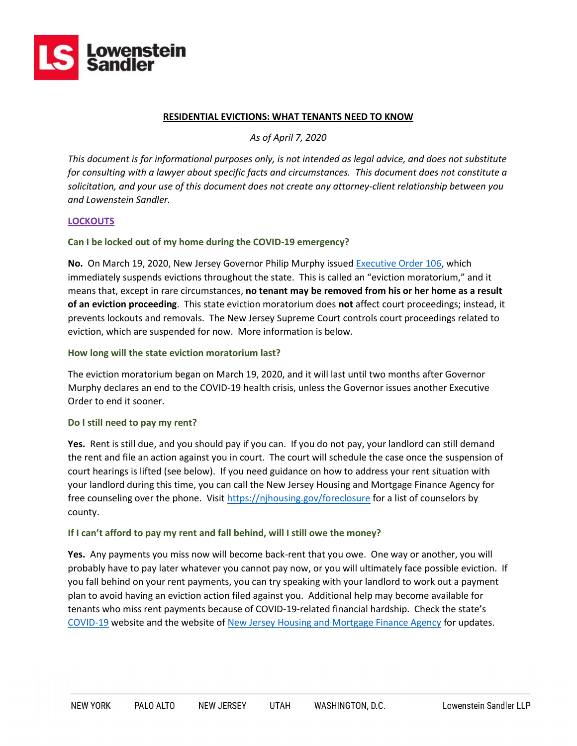# RESIDENTIAL EVICTIONS: WHAT TENANTS NEED TO KNOW

*As of April 7, 2020*

*This document is for informational purposes only, is not intended as legal advice, and does not substitute for consulting with a lawyer about specific facts and circumstances. This document does not constitute a solicitation, and your use of this document does not create any attorney-client relationship between you and Lowenstein Sandler.*

## LOCKOUTS

### Can I be locked out of my home during the COVID-19 emergency?

**No.** On March 19, 2020, New Jersey Governor Philip Murphy issued Executive Order 106, which immediately suspends evictions throughout the state. This is called an "eviction moratorium," and it means that, except in rare circumstances, **no tenant may be removed from his or her home as a result of an eviction proceeding**. This state eviction moratorium does **not** affect court proceedings; instead, it prevents lockouts and removals. The New Jersey Supreme Court controls court proceedings related to eviction, which are suspended for now. More information is below.

### How long will the state eviction moratorium last?

The eviction moratorium began on March 19, 2020, and it will last until two months after Governor Murphy declares an end to the COVID-19 health crisis, unless the Governor issues another Executive Order to end it sooner.

### Do I still need to pay my rent?

**Yes.** Rent is still due, and you should pay if you can. If you do not pay, your landlord can still demand the rent and file an action against you in court. The court will schedule the case once the suspension of court hearings is lifted (see below). If you need guidance on how to address your rent situation with your landlord during this time, you can call the New Jersey Housing and Mortgage Finance Agency for free counseling over the phone. Visit https://njhousing.gov/foreclosure for a list of counselors by county.

### If I can't afford to pay my rent and fall behind, will I still owe the money?

**Yes.** Any payments you miss now will become back-rent that you owe. One way or another, you will probably have to pay later whatever you cannot pay now, or you will ultimately face possible eviction. If you fall behind on your rent payments, you can try speaking with your landlord to work out a payment plan to avoid having an eviction action filed against you. Additional help may become available for tenants who miss rent payments because of COVID-19-related financial hardship. Check the state's COVID-19 website and the website of New Jersey Housing and Mortgage Finance Agency for updates.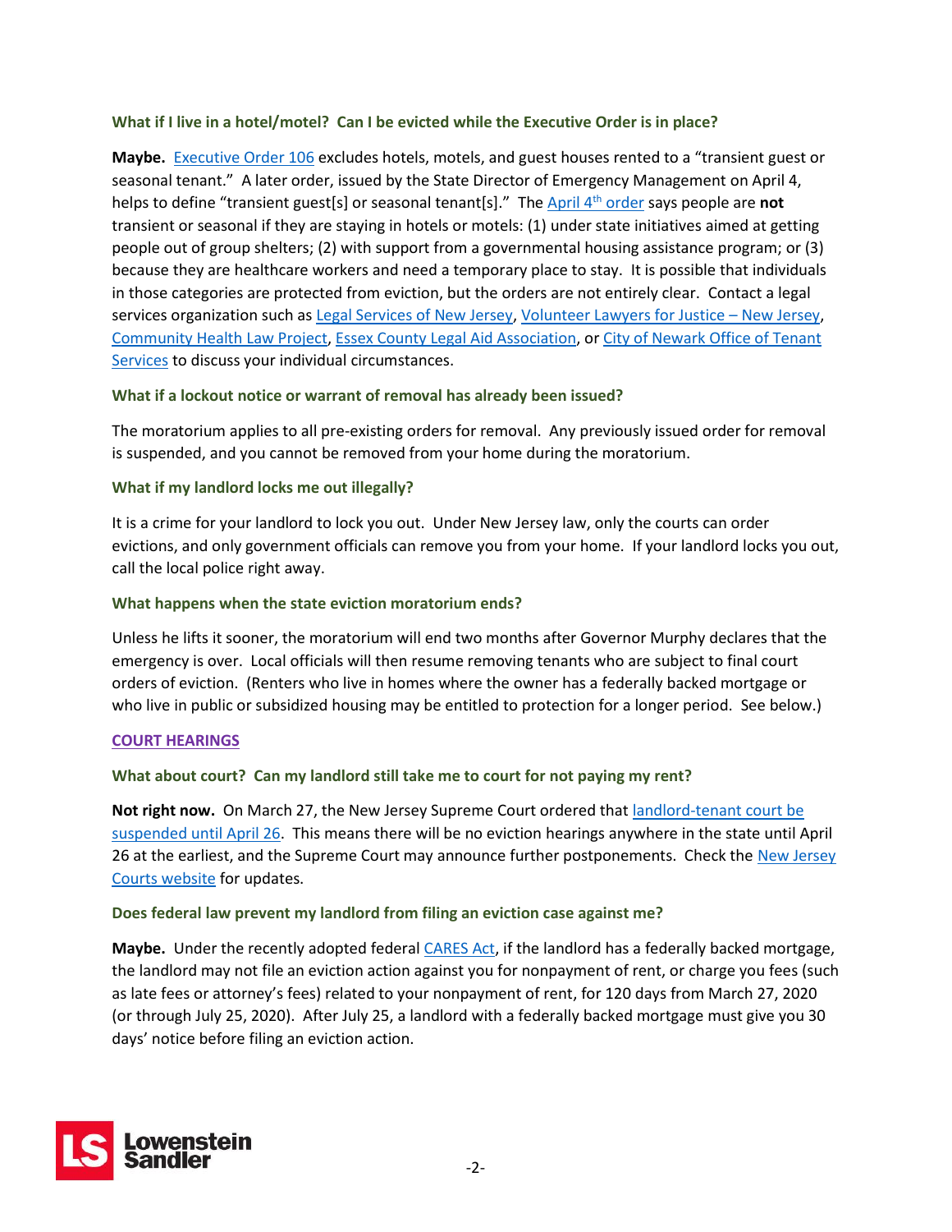### What if I live in a hotel/motel? Can I be evicted while the Executive Order is in place?

**Maybe.** Executive Order 106 excludes hotels, motels, and guest houses rented to a "transient guest or seasonal tenant." A later order, issued by the State Director of Emergency Management on April 4, helps to define "transient guest[s] or seasonal tenant[s]." The April 4th order says people are **not** transient or seasonal if they are staying in hotels or motels: (1) under state initiatives aimed at getting people out of group shelters; (2) with support from a governmental housing assistance program; or (3) because they are healthcare workers and need a temporary place to stay. It is possible that individuals in those categories are protected from eviction, but the orders are not entirely clear. Contact a legal services organization such as Legal Services of New Jersey, Volunteer Lawyers for Justice – New Jersey, Community Health Law Project, Essex County Legal Aid Association, or City of Newark Office of Tenant Services to discuss your individual circumstances.

### What if a lockout notice or warrant of removal has already been issued?

The moratorium applies to all pre-existing orders for removal. Any previously issued order for removal is suspended, and you cannot be removed from your home during the moratorium.

### What if my landlord locks me out illegally?

It is a crime for your landlord to lock you out. Under New Jersey law, only the courts can order evictions, and only government officials can remove you from your home. If your landlord locks you out, call the local police right away.

### What happens when the state eviction moratorium ends?

Unless he lifts it sooner, the moratorium will end two months after Governor Murphy declares that the emergency is over. Local officials will then resume removing tenants who are subject to final court orders of eviction. (Renters who live in homes where the owner has a federally backed mortgage or who live in public or subsidized housing may be entitled to protection for a longer period. See below.)

## COURT HEARINGS

### What about court? Can my landlord still take me to court for not paying my rent?

**Not right now.** On March 27, the New Jersey Supreme Court ordered that landlord-tenant court be suspended until April 26. This means there will be no eviction hearings anywhere in the state until April 26 at the earliest, and the Supreme Court may announce further postponements. Check the New Jersey Courts website for updates.

### Does federal law prevent my landlord from filing an eviction case against me?

**Maybe.** Under the recently adopted federal CARES Act, if the landlord has a federally backed mortgage, the landlord may not file an eviction action against you for nonpayment of rent, or charge you fees (such as late fees or attorney's fees) related to your nonpayment of rent, for 120 days from March 27, 2020 (or through July 25, 2020). After July 25, a landlord with a federally backed mortgage must give you 30 days' notice before filing an eviction action.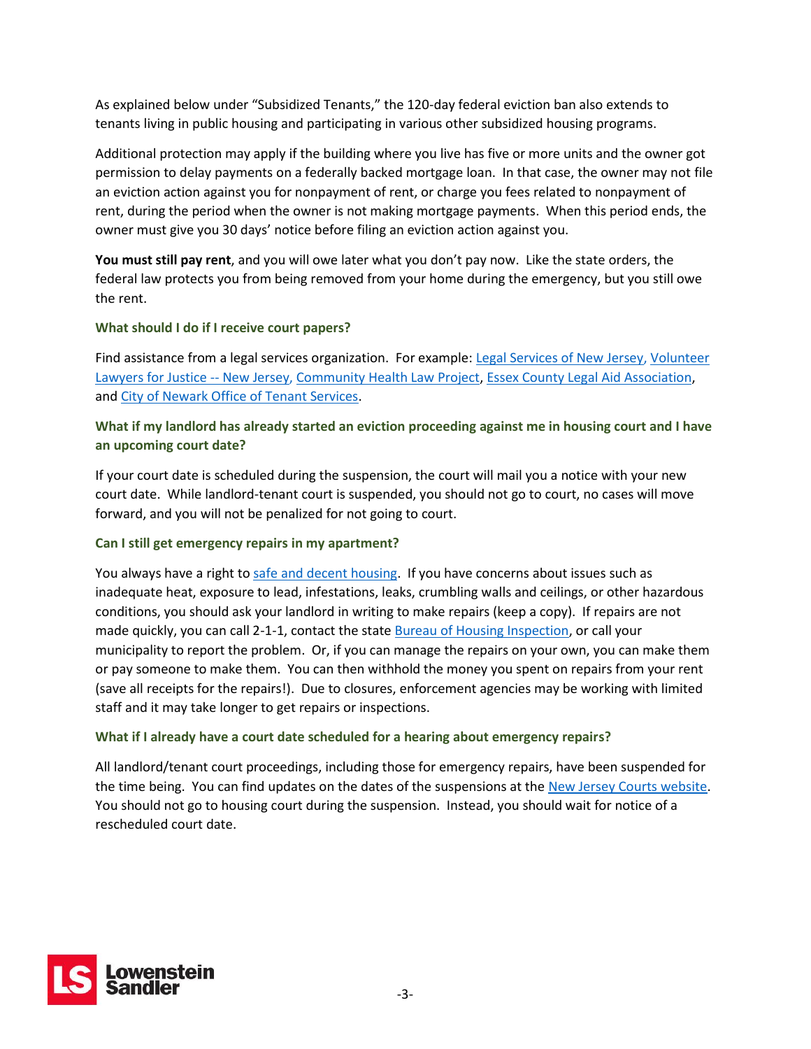As explained below under "Subsidized Tenants," the 120-day federal eviction ban also extends to tenants living in public housing and participating in various other subsidized housing programs.

Additional protection may apply if the building where you live has five or more units and the owner got permission to delay payments on a federally backed mortgage loan. In that case, the owner may not file an eviction action against you for nonpayment of rent, or charge you fees related to nonpayment of rent, during the period when the owner is not making mortgage payments. When this period ends, the owner must give you 30 days' notice before filing an eviction action against you.

**You must still pay rent**, and you will owe later what you don't pay now. Like the state orders, the federal law protects you from being removed from your home during the emergency, but you still owe the rent.

### What should I do if I receive court papers?

Find assistance from a legal services organization. For example: Legal Services of New Jersey, Volunteer Lawyers for Justice -- New Jersey, Community Health Law Project, Essex County Legal Aid Association, and City of Newark Office of Tenant Services.

### What if my landlord has already started an eviction proceeding against me in housing court and I have an upcoming court date?

If your court date is scheduled during the suspension, the court will mail you a notice with your new court date. While landlord-tenant court is suspended, you should not go to court, no cases will move forward, and you will not be penalized for not going to court.

### Can I still get emergency repairs in my apartment?

You always have a right to safe and decent housing. If you have concerns about issues such as inadequate heat, exposure to lead, infestations, leaks, crumbling walls and ceilings, or other hazardous conditions, you should ask your landlord in writing to make repairs (keep a copy). If repairs are not made quickly, you can call 2-1-1, contact the state Bureau of Housing Inspection, or call your municipality to report the problem. Or, if you can manage the repairs on your own, you can make them or pay someone to make them. You can then withhold the money you spent on repairs from your rent (save all receipts for the repairs!). Due to closures, enforcement agencies may be working with limited staff and it may take longer to get repairs or inspections.

### What if I already have a court date scheduled for a hearing about emergency repairs?

All landlord/tenant court proceedings, including those for emergency repairs, have been suspended for the time being. You can find updates on the dates of the suspensions at the New Jersey Courts website. You should not go to housing court during the suspension. Instead, you should wait for notice of a rescheduled court date.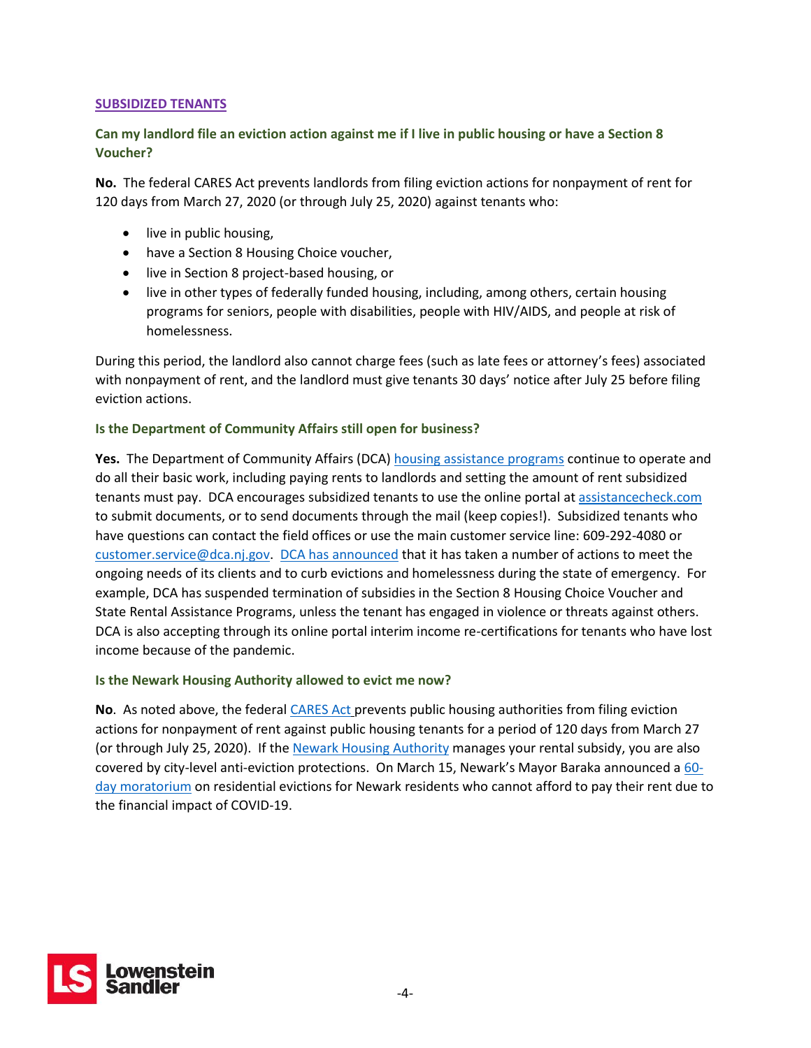## SUBSIDIZED TENANTS

### Can my landlord file an eviction action against me if I live in public housing or have a Section 8 Voucher?

**No.** The federal CARES Act prevents landlords from filing eviction actions for nonpayment of rent for 120 days from March 27, 2020 (or through July 25, 2020) against tenants who:

- live in public housing,
- have a Section 8 Housing Choice voucher,
- live in Section 8 project-based housing, or
- live in other types of federally funded housing, including, among others, certain housing programs for seniors, people with disabilities, people with HIV/AIDS, and people at risk of homelessness.

During this period, the landlord also cannot charge fees (such as late fees or attorney's fees) associated with nonpayment of rent, and the landlord must give tenants 30 days' notice after July 25 before filing eviction actions.

### Is the Department of Community Affairs still open for business?

**Yes.** The Department of Community Affairs (DCA) housing assistance programs continue to operate and do all their basic work, including paying rents to landlords and setting the amount of rent subsidized tenants must pay. DCA encourages subsidized tenants to use the online portal at assistancecheck.com to submit documents, or to send documents through the mail (keep copies!). Subsidized tenants who have questions can contact the field offices or use the main customer service line: 609-292-4080 or customer.service@dca.nj.gov. DCA has announced that it has taken a number of actions to meet the ongoing needs of its clients and to curb evictions and homelessness during the state of emergency. For example, DCA has suspended termination of subsidies in the Section 8 Housing Choice Voucher and State Rental Assistance Programs, unless the tenant has engaged in violence or threats against others. DCA is also accepting through its online portal interim income re-certifications for tenants who have lost income because of the pandemic.

### Is the Newark Housing Authority allowed to evict me now?

**No**. As noted above, the federal CARES Act prevents public housing authorities from filing eviction actions for nonpayment of rent against public housing tenants for a period of 120 days from March 27 (or through July 25, 2020). If the Newark Housing Authority manages your rental subsidy, you are also covered by city-level anti-eviction protections. On March 15, Newark's Mayor Baraka announced a 60-day moratorium on residential evictions for Newark residents who cannot afford to pay their rent due to the financial impact of COVID-19.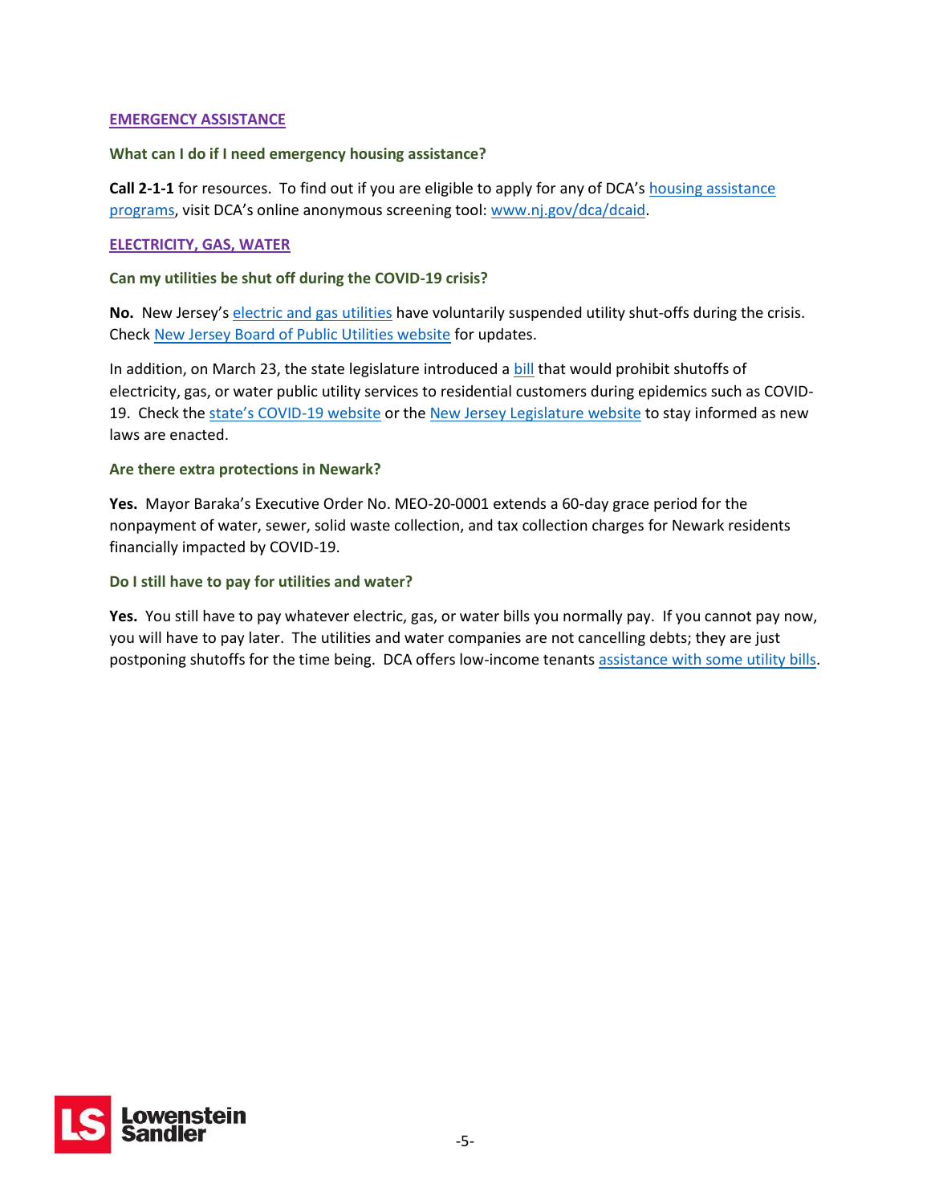## EMERGENCY ASSISTANCE

### What can I do if I need emergency housing assistance?

**Call 2-1-1** for resources. To find out if you are eligible to apply for any of DCA's housing assistance programs, visit DCA's online anonymous screening tool: www.nj.gov/dca/dcaid.

## ELECTRICITY, GAS, WATER

### Can my utilities be shut off during the COVID-19 crisis?

**No.** New Jersey's electric and gas utilities have voluntarily suspended utility shut-offs during the crisis. Check New Jersey Board of Public Utilities website for updates.

In addition, on March 23, the state legislature introduced a bill that would prohibit shutoffs of electricity, gas, or water public utility services to residential customers during epidemics such as COVID-19. Check the state's COVID-19 website or the New Jersey Legislature website to stay informed as new laws are enacted.

### Are there extra protections in Newark?

**Yes.** Mayor Baraka's Executive Order No. MEO-20-0001 extends a 60-day grace period for the nonpayment of water, sewer, solid waste collection, and tax collection charges for Newark residents financially impacted by COVID-19.

### Do I still have to pay for utilities and water?

**Yes.** You still have to pay whatever electric, gas, or water bills you normally pay. If you cannot pay now, you will have to pay later. The utilities and water companies are not cancelling debts; they are just postponing shutoffs for the time being. DCA offers low-income tenants assistance with some utility bills.